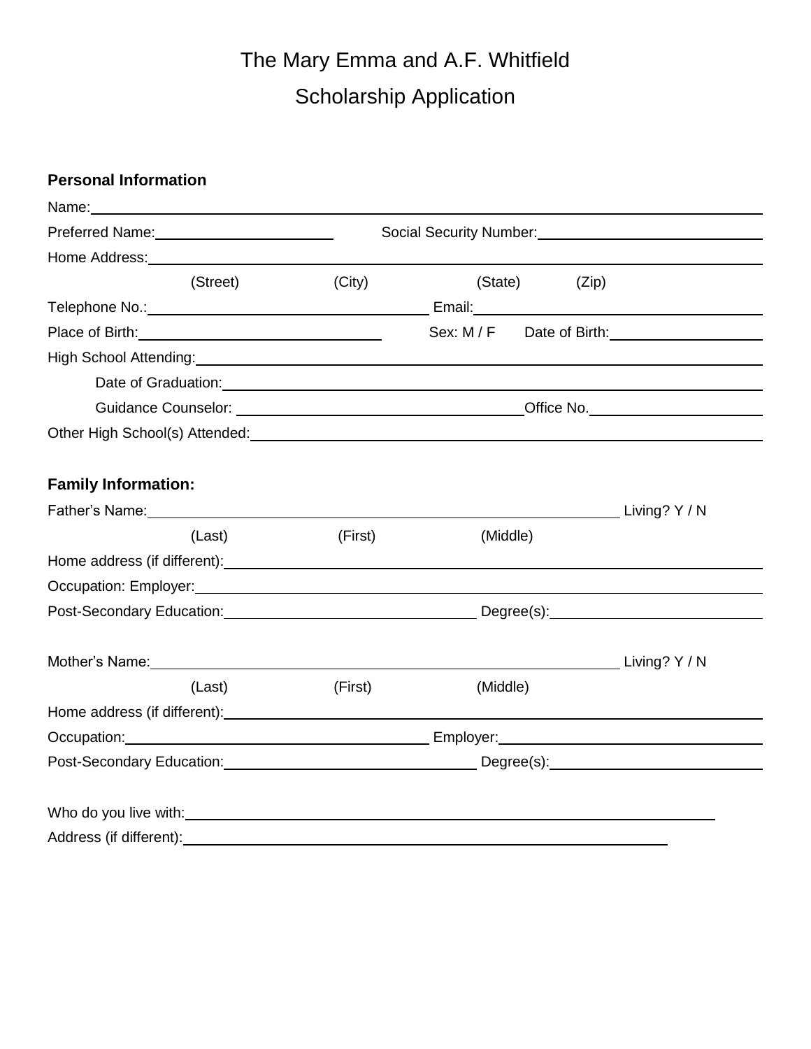# The Mary Emma and A.F. Whitfield

# Scholarship Application

**Personal Information**

Name:\_\_\_\_\_\_\_\_\_\_\_\_\_\_\_\_\_\_\_\_\_\_\_\_\_\_\_\_\_\_\_\_\_\_\_\_\_\_\_\_\_\_\_\_\_\_\_\_\_\_\_\_\_\_\_\_\_\_\_\_\_\_\_\_\_\_\_\_\_\_

Preferred Name:\_\_\_\_\_\_\_\_\_\_\_\_\_\_\_\_\_\_\_\_\_\_ Social Security Number:\_\_\_\_\_\_\_\_\_\_\_\_\_\_\_\_\_\_\_\_\_\_\_\_\_\_\_\_

Home Address:\_\_\_\_\_\_\_\_\_\_\_\_\_\_\_\_\_\_\_\_\_\_\_\_\_\_\_\_\_\_\_\_\_\_\_\_\_\_\_\_\_\_\_\_\_\_\_\_\_\_\_\_\_\_\_\_\_\_\_\_\_\_\_\_\_

(Street) (City) (State) (Zip)

Telephone No.:\_\_\_\_\_\_\_\_\_\_\_\_\_\_\_\_\_\_\_\_\_\_\_\_\_\_\_\_\_\_\_\_\_ Email:\_\_\_\_\_\_\_\_\_\_\_\_\_\_\_\_\_\_\_\_\_\_\_\_\_\_\_\_\_\_\_\_\_\_\_\_

Place of Birth:\_\_\_\_\_\_\_\_\_\_\_\_\_\_\_\_\_\_\_\_\_\_\_\_\_\_\_\_\_\_\_ Sex: M / F Date of Birth:\_\_\_\_\_\_\_\_\_\_\_\_\_\_\_\_\_\_\_\_

High School Attending:\_\_\_\_\_\_\_\_\_\_\_\_\_\_\_\_\_\_\_\_\_\_\_\_\_\_\_\_\_\_\_\_\_\_\_\_\_\_\_\_\_\_\_\_\_\_\_\_\_\_\_\_\_\_\_\_\_\_\_\_\_\_

Date of Graduation:\_\_\_\_\_\_\_\_\_\_\_\_\_\_\_\_\_\_\_\_\_\_\_\_\_\_\_\_\_\_\_\_\_\_\_\_\_\_\_\_\_\_\_\_\_\_\_\_\_\_\_\_\_\_\_\_\_\_\_\_\_\_

Guidance Counselor: \_\_\_\_\_\_\_\_\_\_\_\_\_\_\_\_\_\_\_\_\_\_\_\_\_\_\_\_\_\_\_\_\_\_\_Office No.\_\_\_\_\_\_\_\_\_\_\_\_\_\_\_\_\_\_\_\_\_\_

Other High School(s) Attended:\_\_\_\_\_\_\_\_\_\_\_\_\_\_\_\_\_\_\_\_\_\_\_\_\_\_\_\_\_\_\_\_\_\_\_\_\_\_\_\_\_\_\_\_\_\_\_\_\_\_\_\_\_\_\_\_

**Family Information:**

Father's Name:\_\_\_\_\_\_\_\_\_\_\_\_\_\_\_\_\_\_\_\_\_\_\_\_\_\_\_\_\_\_\_\_\_\_\_\_\_\_\_\_\_\_\_\_\_\_\_\_\_\_\_\_\_\_\_\_\_ Living? Y / N

(Last) (First) (Middle)

Home address (if different):\_\_\_\_\_\_\_\_\_\_\_\_\_\_\_\_\_\_\_\_\_\_\_\_\_\_\_\_\_\_\_\_\_\_\_\_\_\_\_\_\_\_\_\_\_\_\_\_\_\_\_\_\_\_\_\_\_\_

Occupation: Employer:\_\_\_\_\_\_\_\_\_\_\_\_\_\_\_\_\_\_\_\_\_\_\_\_\_\_\_\_\_\_\_\_\_\_\_\_\_\_\_\_\_\_\_\_\_\_\_\_\_\_\_\_\_\_\_\_\_\_\_\_\_\_\_

Post-Secondary Education:\_\_\_\_\_\_\_\_\_\_\_\_\_\_\_\_\_\_\_\_\_\_\_\_\_\_\_\_\_\_\_ Degree(s):\_\_\_\_\_\_\_\_\_\_\_\_\_\_\_\_\_\_\_\_\_\_\_\_\_\_

Mother's Name:\_\_\_\_\_\_\_\_\_\_\_\_\_\_\_\_\_\_\_\_\_\_\_\_\_\_\_\_\_\_\_\_\_\_\_\_\_\_\_\_\_\_\_\_\_\_\_\_\_\_\_\_\_\_\_\_ Living? Y / N

(Last) (First) (Middle)

Home address (if different):\_\_\_\_\_\_\_\_\_\_\_\_\_\_\_\_\_\_\_\_\_\_\_\_\_\_\_\_\_\_\_\_\_\_\_\_\_\_\_\_\_\_\_\_\_\_\_\_\_\_\_\_\_\_\_\_\_\_

Occupation:\_\_\_\_\_\_\_\_\_\_\_\_\_\_\_\_\_\_\_\_\_\_\_\_\_\_\_\_\_\_\_\_\_\_\_\_\_\_ Employer:\_\_\_\_\_\_\_\_\_\_\_\_\_\_\_\_\_\_\_\_\_\_\_\_\_\_\_\_\_\_\_\_\_\_

Post-Secondary Education:\_\_\_\_\_\_\_\_\_\_\_\_\_\_\_\_\_\_\_\_\_\_\_\_\_\_\_\_\_\_\_ Degree(s):\_\_\_\_\_\_\_\_\_\_\_\_\_\_\_\_\_\_\_\_\_\_\_\_\_\_

Who do you live with:\_\_\_\_\_\_\_\_\_\_\_\_\_\_\_\_\_\_\_\_\_\_\_\_\_\_\_\_\_\_\_\_\_\_\_\_\_\_\_\_\_\_\_\_\_\_\_\_\_\_\_\_\_\_\_\_\_\_\_\_\_\_\_\_\_

Address (if different):\_\_\_\_\_\_\_\_\_\_\_\_\_\_\_\_\_\_\_\_\_\_\_\_\_\_\_\_\_\_\_\_\_\_\_\_\_\_\_\_\_\_\_\_\_\_\_\_\_\_\_\_\_\_\_\_\_\_\_\_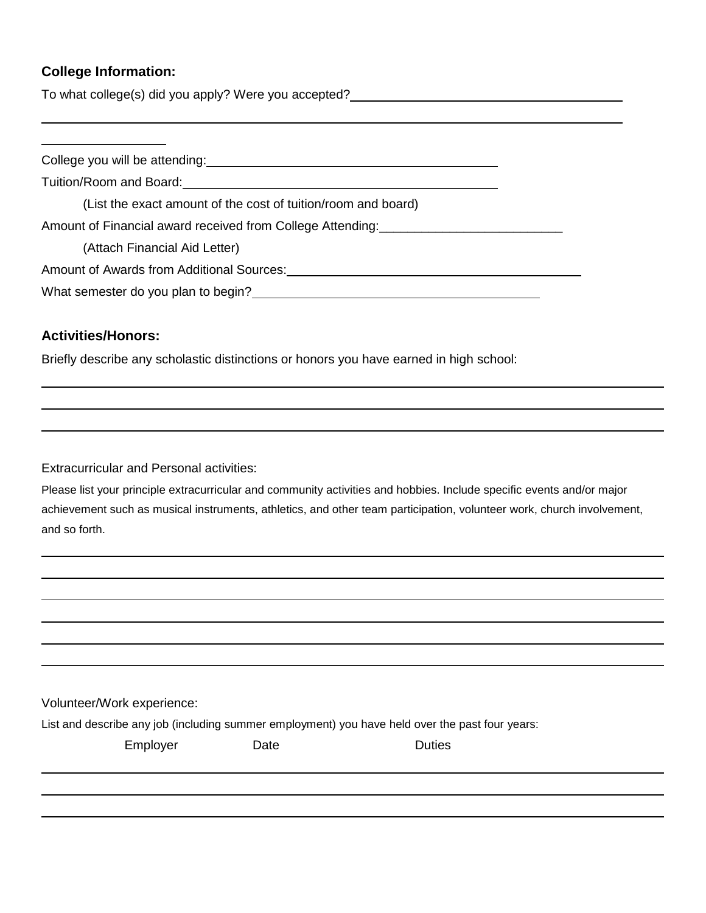**College Information:**

To what college(s) did you apply? Were you accepted?

College you will be attending:

Tuition/Room and Board:

(List the exact amount of the cost of tuition/room and board)

Amount of Financial award received from College Attending:

(Attach Financial Aid Letter)

Amount of Awards from Additional Sources:

What semester do you plan to begin?

**Activities/Honors:**

Briefly describe any scholastic distinctions or honors you have earned in high school:

Extracurricular and Personal activities:

Please list your principle extracurricular and community activities and hobbies. Include specific events and/or major achievement such as musical instruments, athletics, and other team participation, volunteer work, church involvement, and so forth.

Volunteer/Work experience:

List and describe any job (including summer employment) you have held over the past four years:

| Employer | Date | Duties |
|---|---|---|
| | | |
| | | |
| | | |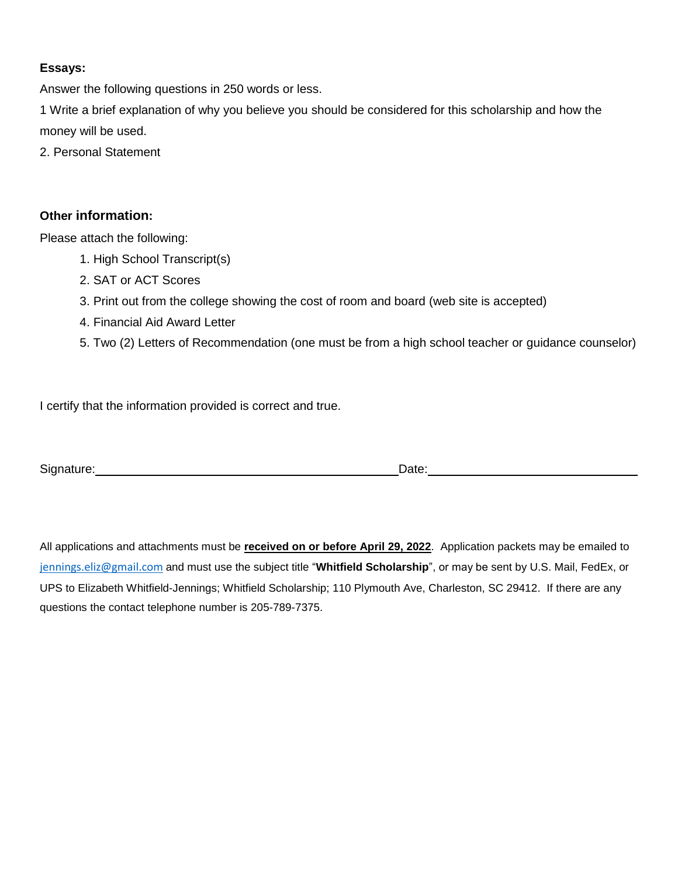**Essays:**

Answer the following questions in 250 words or less.

1 Write a brief explanation of why you believe you should be considered for this scholarship and how the money will be used.

2. Personal Statement

**Other information:**

Please attach the following:

1. High School Transcript(s)
2. SAT or ACT Scores
3. Print out from the college showing the cost of room and board (web site is accepted)
4. Financial Aid Award Letter
5. Two (2) Letters of Recommendation (one must be from a high school teacher or guidance counselor)

I certify that the information provided is correct and true.

Signature:______________________________________ Date:___________________________

All applications and attachments must be **received on or before April 29, 2022**. Application packets may be emailed to jennings.eliz@gmail.com and must use the subject title "**Whitfield Scholarship**", or may be sent by U.S. Mail, FedEx, or UPS to Elizabeth Whitfield-Jennings; Whitfield Scholarship; 110 Plymouth Ave, Charleston, SC 29412. If there are any questions the contact telephone number is 205-789-7375.